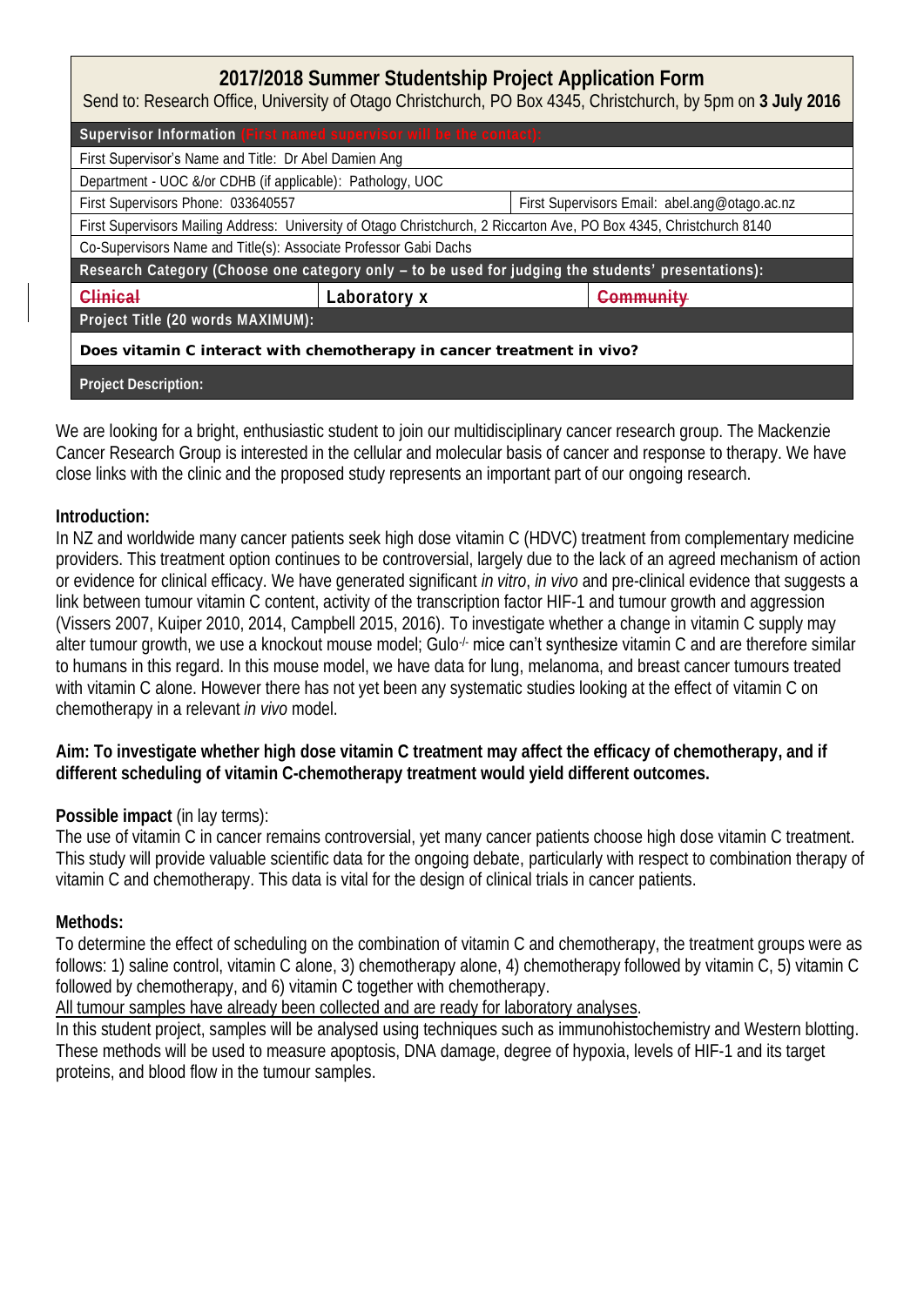# 2017/2018 Summer Studentship Project Application Form

Send to: Research Office, University of Otago Christchurch, PO Box 4345, Christchurch, by 5pm on **3 July 2016**

| **Supervisor Information** (First named supervisor will be the contact): | | |
|---|---|---|
| First Supervisor's Name and Title: Dr Abel Damien Ang | | |
| Department - UOC &/or CDHB (if applicable): Pathology, UOC | | |
| First Supervisors Phone: 033640557 | | First Supervisors Email: abel.ang@otago.ac.nz |
| First Supervisors Mailing Address: University of Otago Christchurch, 2 Riccarton Ave, PO Box 4345, Christchurch 8140 | | |
| Co-Supervisors Name and Title(s): Associate Professor Gabi Dachs | | |
| **Research Category (Choose one category only – to be used for judging the students' presentations):** | | |
| ~~Clinical~~ | Laboratory x | ~~Community~~ |
| **Project Title (20 words MAXIMUM):** | | |
| **Does vitamin C interact with chemotherapy in cancer treatment in vivo?** | | |
| **Project Description:** | | |

We are looking for a bright, enthusiastic student to join our multidisciplinary cancer research group. The Mackenzie Cancer Research Group is interested in the cellular and molecular basis of cancer and response to therapy. We have close links with the clinic and the proposed study represents an important part of our ongoing research.

**Introduction:**
In NZ and worldwide many cancer patients seek high dose vitamin C (HDVC) treatment from complementary medicine providers. This treatment option continues to be controversial, largely due to the lack of an agreed mechanism of action or evidence for clinical efficacy. We have generated significant *in vitro*, *in vivo* and pre-clinical evidence that suggests a link between tumour vitamin C content, activity of the transcription factor HIF-1 and tumour growth and aggression (Vissers 2007, Kuiper 2010, 2014, Campbell 2015, 2016). To investigate whether a change in vitamin C supply may alter tumour growth, we use a knockout mouse model; Gulo$^{-/-}$ mice can't synthesize vitamin C and are therefore similar to humans in this regard. In this mouse model, we have data for lung, melanoma, and breast cancer tumours treated with vitamin C alone. However there has not yet been any systematic studies looking at the effect of vitamin C on chemotherapy in a relevant *in vivo* model.

**Aim: To investigate whether high dose vitamin C treatment may affect the efficacy of chemotherapy, and if different scheduling of vitamin C-chemotherapy treatment would yield different outcomes.**

**Possible impact** (in lay terms):
The use of vitamin C in cancer remains controversial, yet many cancer patients choose high dose vitamin C treatment. This study will provide valuable scientific data for the ongoing debate, particularly with respect to combination therapy of vitamin C and chemotherapy. This data is vital for the design of clinical trials in cancer patients.

**Methods:**
To determine the effect of scheduling on the combination of vitamin C and chemotherapy, the treatment groups were as follows: 1) saline control, vitamin C alone, 3) chemotherapy alone, 4) chemotherapy followed by vitamin C, 5) vitamin C followed by chemotherapy, and 6) vitamin C together with chemotherapy.
<u>All tumour samples have already been collected and are ready for laboratory analyses</u>.
In this student project, samples will be analysed using techniques such as immunohistochemistry and Western blotting. These methods will be used to measure apoptosis, DNA damage, degree of hypoxia, levels of HIF-1 and its target proteins, and blood flow in the tumour samples.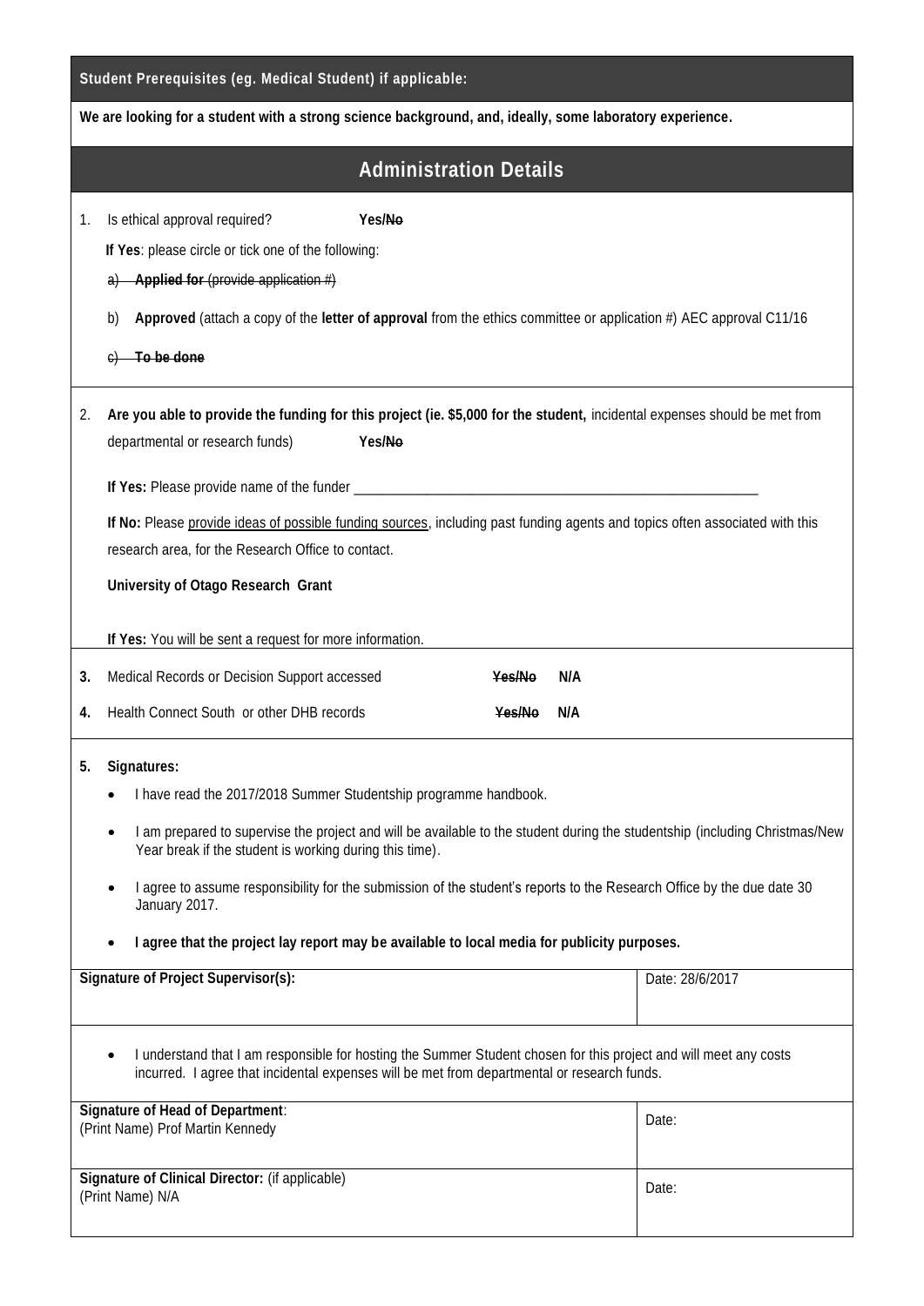**Student Prerequisites (eg. Medical Student) if applicable:**

**We are looking for a student with a strong science background, and, ideally, some laboratory experience.**

## Administration Details

1. Is ethical approval required? **Yes/~~No~~**

   **If Yes**: please circle or tick one of the following:

   ~~a) **Applied for** (provide application #)~~

   b) **Approved** (attach a copy of the **letter of approval** from the ethics committee or application #) AEC approval C11/16

   ~~c) **To be done**~~

2. **Are you able to provide the funding for this project (ie. $5,000 for the student,** incidental expenses should be met from departmental or research funds) **Yes/~~No~~**

   **If Yes:** Please provide name of the funder ____________________________________________________________

   **If No:** Please provide ideas of possible funding sources, including past funding agents and topics often associated with this research area, for the Research Office to contact.

   **University of Otago Research Grant**

   **If Yes:** You will be sent a request for more information.

3. Medical Records or Decision Support accessed **~~Yes/No~~ N/A**

4. Health Connect South or other DHB records **~~Yes/No~~ N/A**

5. **Signatures:**
   - I have read the 2017/2018 Summer Studentship programme handbook.
   - I am prepared to supervise the project and will be available to the student during the studentship (including Christmas/New Year break if the student is working during this time).
   - I agree to assume responsibility for the submission of the student's reports to the Research Office by the due date 30 January 2017.
   - **I agree that the project lay report may be available to local media for publicity purposes.**

| | |
|---|---|
| **Signature of Project Supervisor(s):** | Date: 28/6/2017 |

- I understand that I am responsible for hosting the Summer Student chosen for this project and will meet any costs incurred. I agree that incidental expenses will be met from departmental or research funds.

| | |
|---|---|
| **Signature of Head of Department**:<br>(Print Name) Prof Martin Kennedy | Date: |
| **Signature of Clinical Director:** (if applicable)<br>(Print Name) N/A | Date: |